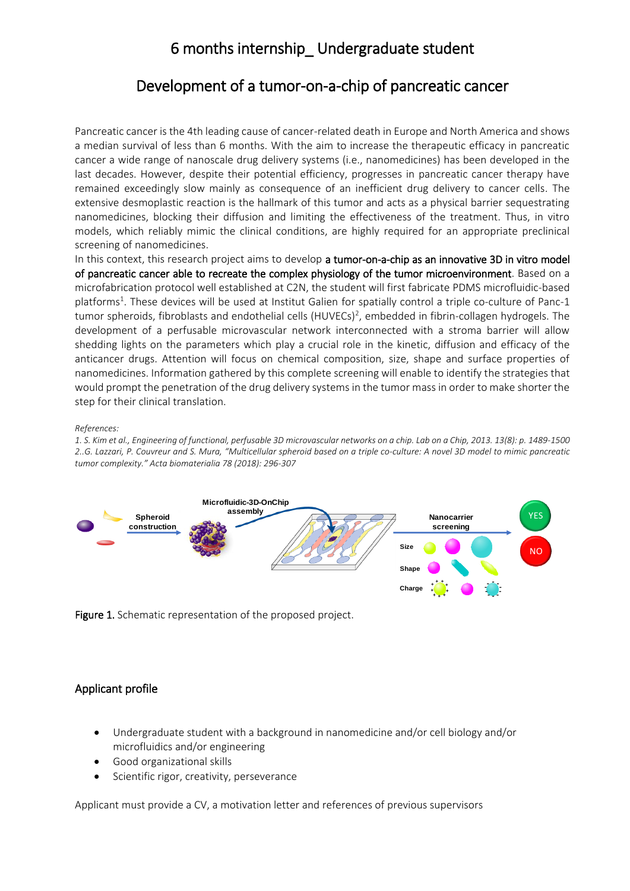# 6 months internship_ Undergraduate student

## Development of a tumor-on-a-chip of pancreatic cancer

Pancreatic cancer is the 4th leading cause of cancer-related death in Europe and North America and shows a median survival of less than 6 months. With the aim to increase the therapeutic efficacy in pancreatic cancer a wide range of nanoscale drug delivery systems (i.e., nanomedicines) has been developed in the last decades. However, despite their potential efficiency, progresses in pancreatic cancer therapy have remained exceedingly slow mainly as consequence of an inefficient drug delivery to cancer cells. The extensive desmoplastic reaction is the hallmark of this tumor and acts as a physical barrier sequestrating nanomedicines, blocking their diffusion and limiting the effectiveness of the treatment. Thus, in vitro models, which reliably mimic the clinical conditions, are highly required for an appropriate preclinical screening of nanomedicines.

In this context, this research project aims to develop **a tumor-on-a-chip as an innovative 3D in vitro model of pancreatic cancer able to recreate the complex physiology of the tumor microenvironment**. Based on a microfabrication protocol well established at C2N, the student will first fabricate PDMS microfluidic-based platforms[1]. These devices will be used at Institut Galien for spatially control a triple co-culture of Panc-1 tumor spheroids, fibroblasts and endothelial cells (HUVECs)[2], embedded in fibrin-collagen hydrogels. The development of a perfusable microvascular network interconnected with a stroma barrier will allow shedding lights on the parameters which play a crucial role in the kinetic, diffusion and efficacy of the anticancer drugs. Attention will focus on chemical composition, size, shape and surface properties of nanomedicines. Information gathered by this complete screening will enable to identify the strategies that would prompt the penetration of the drug delivery systems in the tumor mass in order to make shorter the step for their clinical translation.

*References:*

*1. S. Kim et al., Engineering of functional, perfusable 3D microvascular networks on a chip. Lab on a Chip, 2013. 13(8): p. 1489-1500*

*2..G. Lazzari, P. Couvreur and S. Mura, "Multicellular spheroid based on a triple co-culture: A novel 3D model to mimic pancreatic tumor complexity." Acta biomaterialia 78 (2018): 296-307*

Spheroid construction | Microfluidic-3D-OnChip assembly | Nanocarrier screening | Size | Shape | Charge | YES | NO

**Figure 1.** Schematic representation of the proposed project.

## Applicant profile

- Undergraduate student with a background in nanomedicine and/or cell biology and/or microfluidics and/or engineering
- Good organizational skills
- Scientific rigor, creativity, perseverance

Applicant must provide a CV, a motivation letter and references of previous supervisors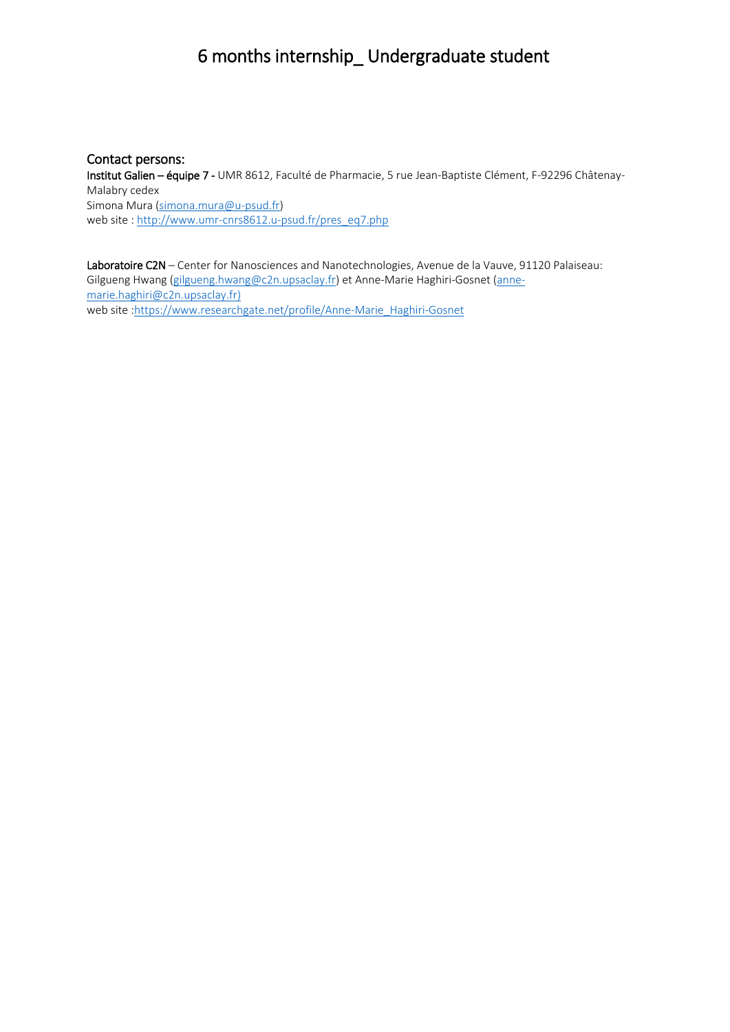# 6 months internship_ Undergraduate student

## Contact persons:

**Institut Galien – équipe 7 -** UMR 8612, Faculté de Pharmacie, 5 rue Jean-Baptiste Clément, F-92296 Châtenay-Malabry cedex
Simona Mura (simona.mura@u-psud.fr)
web site : http://www.umr-cnrs8612.u-psud.fr/pres_eq7.php

**Laboratoire C2N** – Center for Nanosciences and Nanotechnologies, Avenue de la Vauve, 91120 Palaiseau:
Gilgueng Hwang (gilgueng.hwang@c2n.upsaclay.fr) et Anne-Marie Haghiri-Gosnet (anne-marie.haghiri@c2n.upsaclay.fr)
web site :https://www.researchgate.net/profile/Anne-Marie_Haghiri-Gosnet